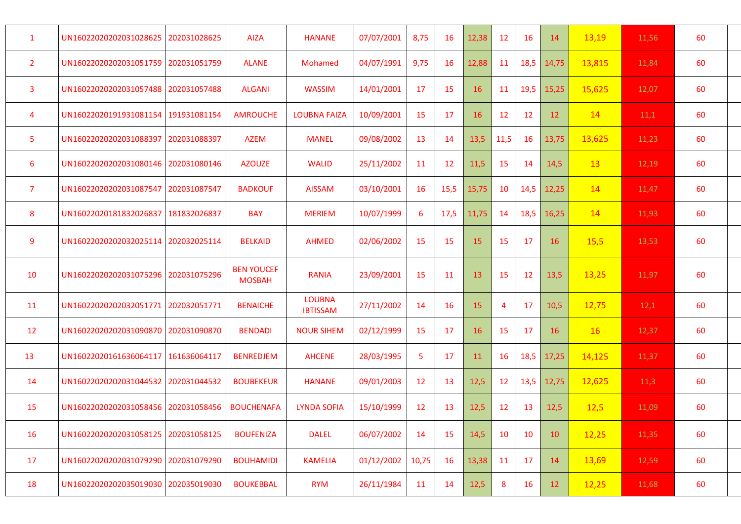| | | | | | | | | | | | | | | | |
|---|---|---|---|---|---|---|---|---|---|---|---|---|---|---|---|
| 1 | UN16022020202031028625 | 202031028625 | AIZA | HANANE | 07/07/2001 | 8,75 | 16 | 12,38 | 12 | 16 | 14 | 13,19 | 11,56 | 60 | |
| 2 | UN16022020202031051759 | 202031051759 | ALANE | Mohamed | 04/07/1991 | 9,75 | 16 | 12,88 | 11 | 18,5 | 14,75 | 13,815 | 11,84 | 60 | |
| 3 | UN16022020202031057488 | 202031057488 | ALGANI | WASSIM | 14/01/2001 | 17 | 15 | 16 | 11 | 19,5 | 15,25 | 15,625 | 12,07 | 60 | |
| 4 | UN16022020191931081154 | 191931081154 | AMROUCHE | LOUBNA FAIZA | 10/09/2001 | 15 | 17 | 16 | 12 | 12 | 12 | 14 | 11,1 | 60 | |
| 5 | UN16022020202031088397 | 202031088397 | AZEM | MANEL | 09/08/2002 | 13 | 14 | 13,5 | 11,5 | 16 | 13,75 | 13,625 | 11,23 | 60 | |
| 6 | UN16022020202031080146 | 202031080146 | AZOUZE | WALID | 25/11/2002 | 11 | 12 | 11,5 | 15 | 14 | 14,5 | 13 | 12,19 | 60 | |
| 7 | UN16022020202031087547 | 202031087547 | BADKOUF | AISSAM | 03/10/2001 | 16 | 15,5 | 15,75 | 10 | 14,5 | 12,25 | 14 | 11,47 | 60 | |
| 8 | UN16022020181832026837 | 181832026837 | BAY | MERIEM | 10/07/1999 | 6 | 17,5 | 11,75 | 14 | 18,5 | 16,25 | 14 | 11,93 | 60 | |
| 9 | UN16022020202032025114 | 202032025114 | BELKAID | AHMED | 02/06/2002 | 15 | 15 | 15 | 15 | 17 | 16 | 15,5 | 13,53 | 60 | |
| 10 | UN16022020202031075296 | 202031075296 | BEN YOUCEF MOSBAH | RANIA | 23/09/2001 | 15 | 11 | 13 | 15 | 12 | 13,5 | 13,25 | 11,97 | 60 | |
| 11 | UN16022020202032051771 | 202032051771 | BENAICHE | LOUBNA IBTISSAM | 27/11/2002 | 14 | 16 | 15 | 4 | 17 | 10,5 | 12,75 | 12,1 | 60 | |
| 12 | UN16022020202031090870 | 202031090870 | BENDADI | NOUR SIHEM | 02/12/1999 | 15 | 17 | 16 | 15 | 17 | 16 | 16 | 12,37 | 60 | |
| 13 | UN16022020161636064117 | 161636064117 | BENREDJEM | AHCENE | 28/03/1995 | 5 | 17 | 11 | 16 | 18,5 | 17,25 | 14,125 | 11,37 | 60 | |
| 14 | UN16022020202031044532 | 202031044532 | BOUBEKEUR | HANANE | 09/01/2003 | 12 | 13 | 12,5 | 12 | 13,5 | 12,75 | 12,625 | 11,3 | 60 | |
| 15 | UN16022020202031058456 | 202031058456 | BOUCHENAFA | LYNDA SOFIA | 15/10/1999 | 12 | 13 | 12,5 | 12 | 13 | 12,5 | 12,5 | 11,09 | 60 | |
| 16 | UN16022020202031058125 | 202031058125 | BOUFENIZA | DALEL | 06/07/2002 | 14 | 15 | 14,5 | 10 | 10 | 10 | 12,25 | 11,35 | 60 | |
| 17 | UN16022020202031079290 | 202031079290 | BOUHAMIDI | KAMELIA | 01/12/2002 | 10,75 | 16 | 13,38 | 11 | 17 | 14 | 13,69 | 12,59 | 60 | |
| 18 | UN16022020202035019030 | 202035019030 | BOUKEBBAL | RYM | 26/11/1984 | 11 | 14 | 12,5 | 8 | 16 | 12 | 12,25 | 11,68 | 60 | |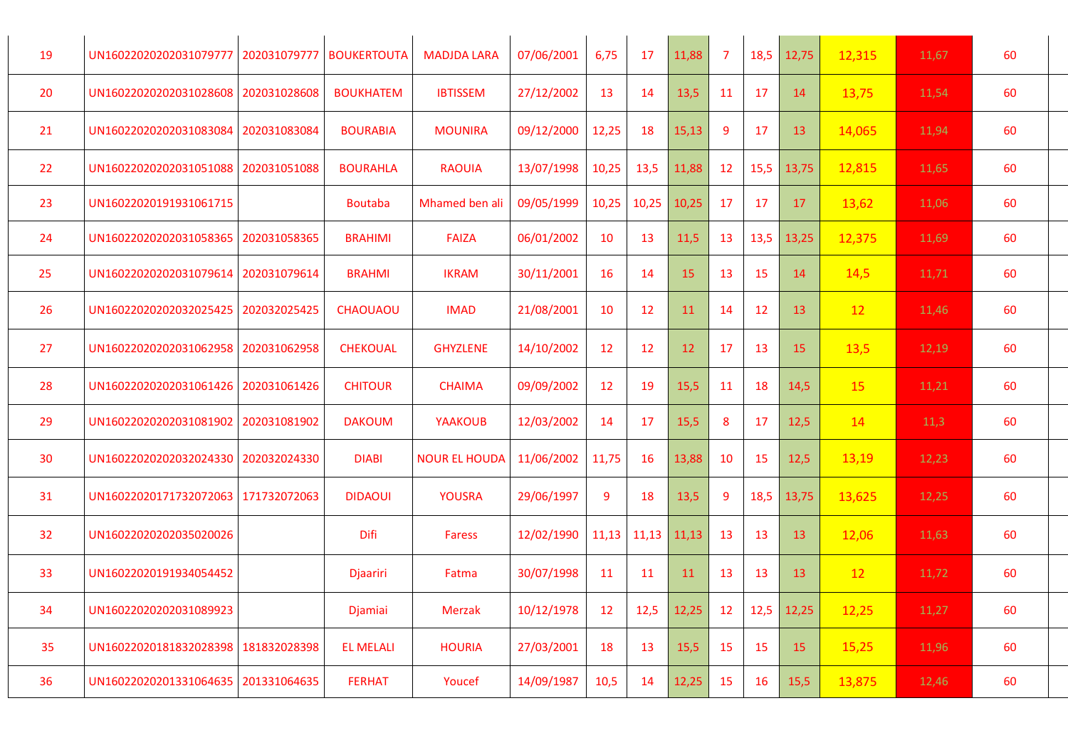| | | | | | | | | | | | | | | |
|---|---|---|---|---|---|---|---|---|---|---|---|---|---|---|
| 19 | UN16022020202031079777 | 202031079777 | BOUKERTOUTA | MADJDA LARA | 07/06/2001 | 6,75 | 17 | 11,88 | 7 | 18,5 | 12,75 | 12,315 | 11,67 | 60 |
| 20 | UN16022020202031028608 | 202031028608 | BOUKHATEM | IBTISSEM | 27/12/2002 | 13 | 14 | 13,5 | 11 | 17 | 14 | 13,75 | 11,54 | 60 |
| 21 | UN16022020202031083084 | 202031083084 | BOURABIA | MOUNIRA | 09/12/2000 | 12,25 | 18 | 15,13 | 9 | 17 | 13 | 14,065 | 11,94 | 60 |
| 22 | UN16022020202031051088 | 202031051088 | BOURAHLA | RAOUIA | 13/07/1998 | 10,25 | 13,5 | 11,88 | 12 | 15,5 | 13,75 | 12,815 | 11,65 | 60 |
| 23 | UN16022020191931061715 | | Boutaba | Mhamed ben ali | 09/05/1999 | 10,25 | 10,25 | 10,25 | 17 | 17 | 17 | 13,62 | 11,06 | 60 |
| 24 | UN16022020202031058365 | 202031058365 | BRAHIMI | FAIZA | 06/01/2002 | 10 | 13 | 11,5 | 13 | 13,5 | 13,25 | 12,375 | 11,69 | 60 |
| 25 | UN16022020202031079614 | 202031079614 | BRAHMI | IKRAM | 30/11/2001 | 16 | 14 | 15 | 13 | 15 | 14 | 14,5 | 11,71 | 60 |
| 26 | UN16022020202032025425 | 202032025425 | CHAOUAOU | IMAD | 21/08/2001 | 10 | 12 | 11 | 14 | 12 | 13 | 12 | 11,46 | 60 |
| 27 | UN16022020202031062958 | 202031062958 | CHEKOUAL | GHYZLENE | 14/10/2002 | 12 | 12 | 12 | 17 | 13 | 15 | 13,5 | 12,19 | 60 |
| 28 | UN16022020202031061426 | 202031061426 | CHITOUR | CHAIMA | 09/09/2002 | 12 | 19 | 15,5 | 11 | 18 | 14,5 | 15 | 11,21 | 60 |
| 29 | UN16022020202031081902 | 202031081902 | DAKOUM | YAAKOUB | 12/03/2002 | 14 | 17 | 15,5 | 8 | 17 | 12,5 | 14 | 11,3 | 60 |
| 30 | UN16022020202032024330 | 202032024330 | DIABI | NOUR EL HOUDA | 11/06/2002 | 11,75 | 16 | 13,88 | 10 | 15 | 12,5 | 13,19 | 12,23 | 60 |
| 31 | UN16022020171732072063 | 171732072063 | DIDAOUI | YOUSRA | 29/06/1997 | 9 | 18 | 13,5 | 9 | 18,5 | 13,75 | 13,625 | 12,25 | 60 |
| 32 | UN16022020202035020026 | | Difi | Faress | 12/02/1990 | 11,13 | 11,13 | 11,13 | 13 | 13 | 13 | 12,06 | 11,63 | 60 |
| 33 | UN16022020191934054452 | | Djaariri | Fatma | 30/07/1998 | 11 | 11 | 11 | 13 | 13 | 13 | 12 | 11,72 | 60 |
| 34 | UN16022020202031089923 | | Djamiai | Merzak | 10/12/1978 | 12 | 12,5 | 12,25 | 12 | 12,5 | 12,25 | 12,25 | 11,27 | 60 |
| 35 | UN16022020181832028398 | 181832028398 | EL MELALI | HOURIA | 27/03/2001 | 18 | 13 | 15,5 | 15 | 15 | 15 | 15,25 | 11,96 | 60 |
| 36 | UN16022020201331064635 | 201331064635 | FERHAT | Youcef | 14/09/1987 | 10,5 | 14 | 12,25 | 15 | 16 | 15,5 | 13,875 | 12,46 | 60 |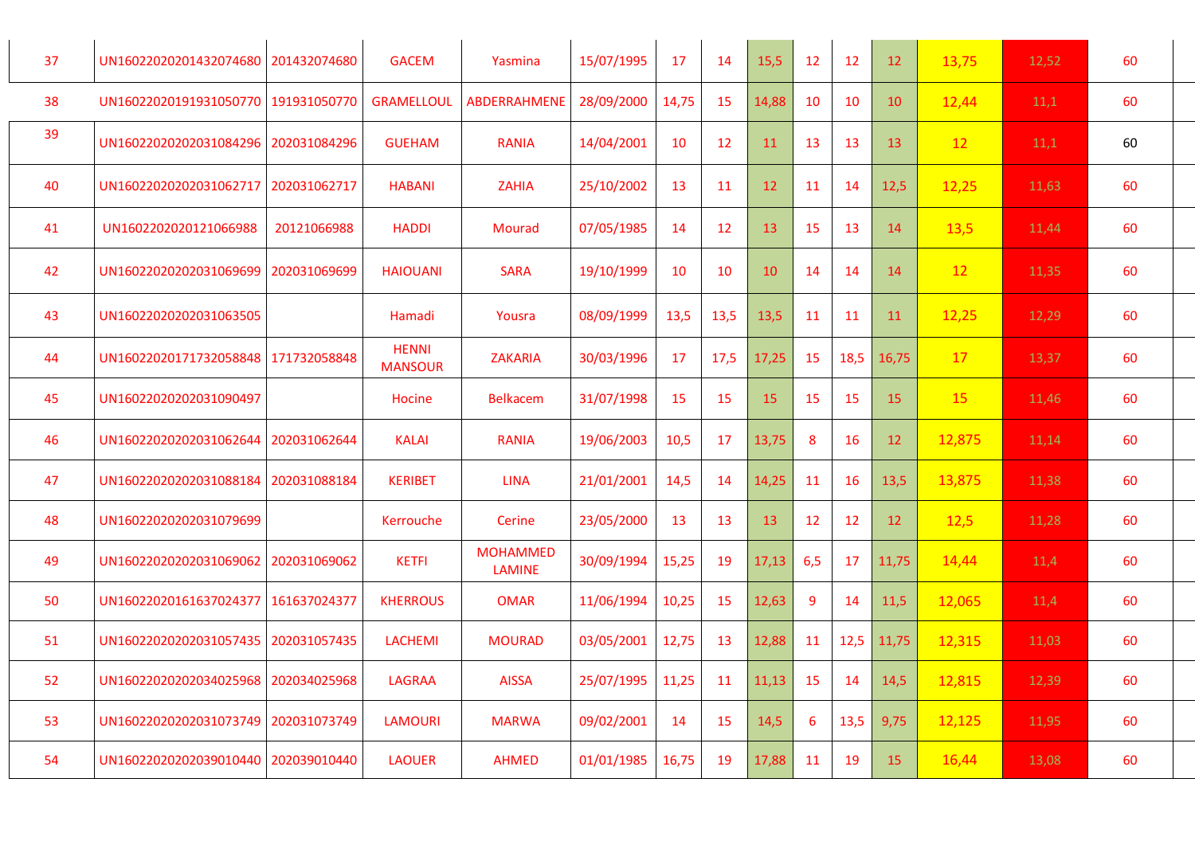| | | | | | | | | | | | | | | |
|---|---|---|---|---|---|---|---|---|---|---|---|---|---|---|
| 37 | UN16022020201432074680 | 201432074680 | GACEM | Yasmina | 15/07/1995 | 17 | 14 | 15,5 | 12 | 12 | 12 | 13,75 | 12,52 | 60 |
| 38 | UN16022020191931050770 | 191931050770 | GRAMELLOUL | ABDERRAHMENE | 28/09/2000 | 14,75 | 15 | 14,88 | 10 | 10 | 10 | 12,44 | 11,1 | 60 |
| 39 | UN16022020202031084296 | 202031084296 | GUEHAM | RANIA | 14/04/2001 | 10 | 12 | 11 | 13 | 13 | 13 | 12 | 11,1 | 60 |
| 40 | UN16022020202031062717 | 202031062717 | HABANI | ZAHIA | 25/10/2002 | 13 | 11 | 12 | 11 | 14 | 12,5 | 12,25 | 11,63 | 60 |
| 41 | UN1602202020121066988 | 20121066988 | HADDI | Mourad | 07/05/1985 | 14 | 12 | 13 | 15 | 13 | 14 | 13,5 | 11,44 | 60 |
| 42 | UN16022020202031069699 | 202031069699 | HAIOUANI | SARA | 19/10/1999 | 10 | 10 | 10 | 14 | 14 | 14 | 12 | 11,35 | 60 |
| 43 | UN16022020202031063505 | | Hamadi | Yousra | 08/09/1999 | 13,5 | 13,5 | 13,5 | 11 | 11 | 11 | 12,25 | 12,29 | 60 |
| 44 | UN16022020171732058848 | 171732058848 | HENNI MANSOUR | ZAKARIA | 30/03/1996 | 17 | 17,5 | 17,25 | 15 | 18,5 | 16,75 | 17 | 13,37 | 60 |
| 45 | UN16022020202031090497 | | Hocine | Belkacem | 31/07/1998 | 15 | 15 | 15 | 15 | 15 | 15 | 15 | 11,46 | 60 |
| 46 | UN16022020202031062644 | 202031062644 | KALAI | RANIA | 19/06/2003 | 10,5 | 17 | 13,75 | 8 | 16 | 12 | 12,875 | 11,14 | 60 |
| 47 | UN16022020202031088184 | 202031088184 | KERIBET | LINA | 21/01/2001 | 14,5 | 14 | 14,25 | 11 | 16 | 13,5 | 13,875 | 11,38 | 60 |
| 48 | UN16022020202031079699 | | Kerrouche | Cerine | 23/05/2000 | 13 | 13 | 13 | 12 | 12 | 12 | 12,5 | 11,28 | 60 |
| 49 | UN16022020202031069062 | 202031069062 | KETFI | MOHAMMED LAMINE | 30/09/1994 | 15,25 | 19 | 17,13 | 6,5 | 17 | 11,75 | 14,44 | 11,4 | 60 |
| 50 | UN16022020161637024377 | 161637024377 | KHERROUS | OMAR | 11/06/1994 | 10,25 | 15 | 12,63 | 9 | 14 | 11,5 | 12,065 | 11,4 | 60 |
| 51 | UN16022020202031057435 | 202031057435 | LACHEMI | MOURAD | 03/05/2001 | 12,75 | 13 | 12,88 | 11 | 12,5 | 11,75 | 12,315 | 11,03 | 60 |
| 52 | UN16022020202034025968 | 202034025968 | LAGRAA | AISSA | 25/07/1995 | 11,25 | 11 | 11,13 | 15 | 14 | 14,5 | 12,815 | 12,39 | 60 |
| 53 | UN16022020202031073749 | 202031073749 | LAMOURI | MARWA | 09/02/2001 | 14 | 15 | 14,5 | 6 | 13,5 | 9,75 | 12,125 | 11,95 | 60 |
| 54 | UN16022020202039010440 | 202039010440 | LAOUER | AHMED | 01/01/1985 | 16,75 | 19 | 17,88 | 11 | 19 | 15 | 16,44 | 13,08 | 60 |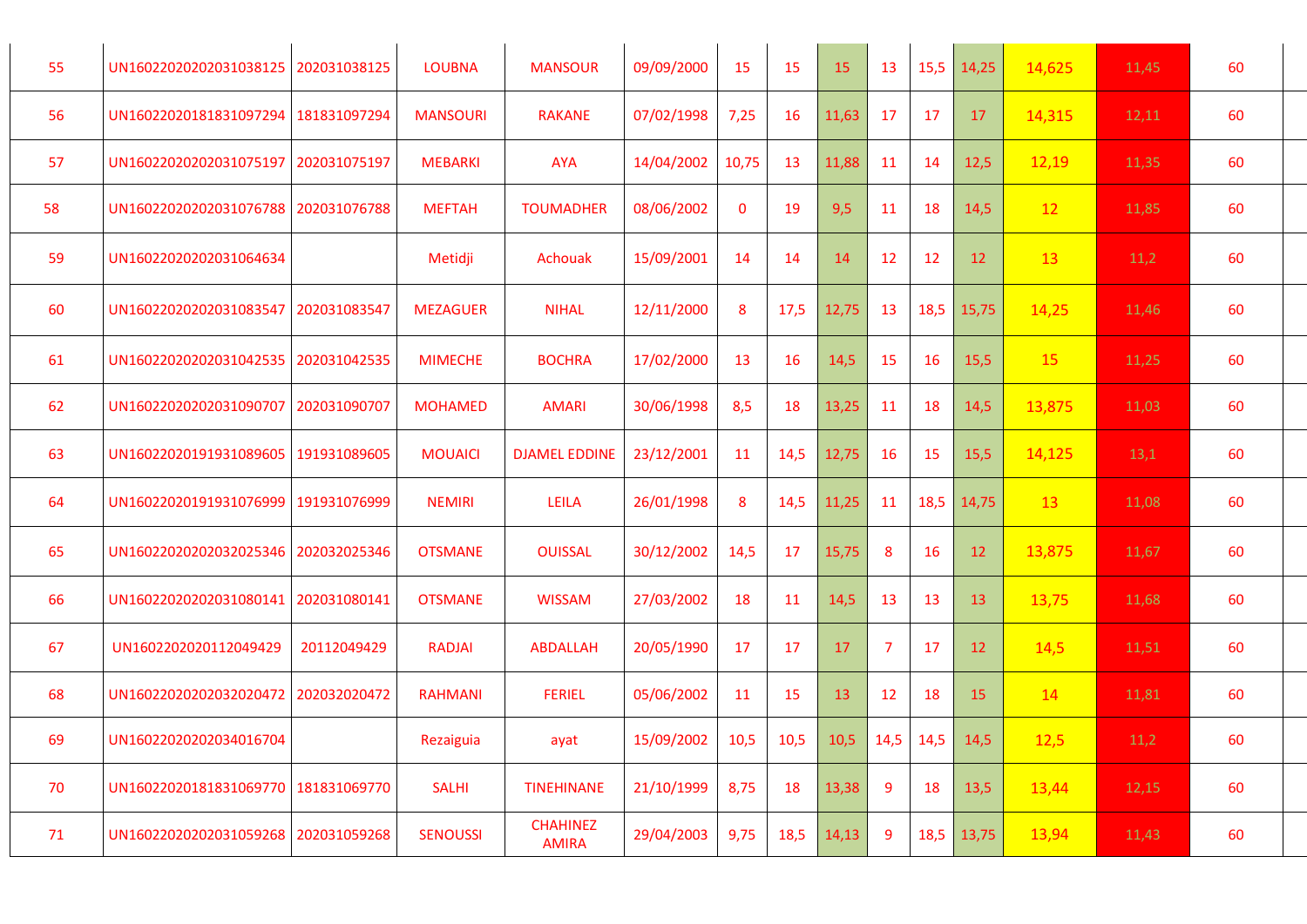| | | | | | | | | | | | | | | |
|---|---|---|---|---|---|---|---|---|---|---|---|---|---|---|
| 55 | UN16022020202031038125 | 202031038125 | LOUBNA | MANSOUR | 09/09/2000 | 15 | 15 | 15 | 13 | 15,5 | 14,25 | 14,625 | 11,45 | 60 |
| 56 | UN16022020181831097294 | 181831097294 | MANSOURI | RAKANE | 07/02/1998 | 7,25 | 16 | 11,63 | 17 | 17 | 17 | 14,315 | 12,11 | 60 |
| 57 | UN16022020202031075197 | 202031075197 | MEBARKI | AYA | 14/04/2002 | 10,75 | 13 | 11,88 | 11 | 14 | 12,5 | 12,19 | 11,35 | 60 |
| 58 | UN16022020202031076788 | 202031076788 | MEFTAH | TOUMADHER | 08/06/2002 | 0 | 19 | 9,5 | 11 | 18 | 14,5 | 12 | 11,85 | 60 |
| 59 | UN16022020202031064634 | | Metidji | Achouak | 15/09/2001 | 14 | 14 | 14 | 12 | 12 | 12 | 13 | 11,2 | 60 |
| 60 | UN16022020202031083547 | 202031083547 | MEZAGUER | NIHAL | 12/11/2000 | 8 | 17,5 | 12,75 | 13 | 18,5 | 15,75 | 14,25 | 11,46 | 60 |
| 61 | UN16022020202031042535 | 202031042535 | MIMECHE | BOCHRA | 17/02/2000 | 13 | 16 | 14,5 | 15 | 16 | 15,5 | 15 | 11,25 | 60 |
| 62 | UN16022020202031090707 | 202031090707 | MOHAMED | AMARI | 30/06/1998 | 8,5 | 18 | 13,25 | 11 | 18 | 14,5 | 13,875 | 11,03 | 60 |
| 63 | UN16022020191931089605 | 191931089605 | MOUAICI | DJAMEL EDDINE | 23/12/2001 | 11 | 14,5 | 12,75 | 16 | 15 | 15,5 | 14,125 | 13,1 | 60 |
| 64 | UN16022020191931076999 | 191931076999 | NEMIRI | LEILA | 26/01/1998 | 8 | 14,5 | 11,25 | 11 | 18,5 | 14,75 | 13 | 11,08 | 60 |
| 65 | UN16022020202032025346 | 202032025346 | OTSMANE | OUISSAL | 30/12/2002 | 14,5 | 17 | 15,75 | 8 | 16 | 12 | 13,875 | 11,67 | 60 |
| 66 | UN16022020202031080141 | 202031080141 | OTSMANE | WISSAM | 27/03/2002 | 18 | 11 | 14,5 | 13 | 13 | 13 | 13,75 | 11,68 | 60 |
| 67 | UN1602202020112049429 | 20112049429 | RADJAI | ABDALLAH | 20/05/1990 | 17 | 17 | 17 | 7 | 17 | 12 | 14,5 | 11,51 | 60 |
| 68 | UN16022020202032020472 | 202032020472 | RAHMANI | FERIEL | 05/06/2002 | 11 | 15 | 13 | 12 | 18 | 15 | 14 | 11,81 | 60 |
| 69 | UN16022020202034016704 | | Rezaiguia | ayat | 15/09/2002 | 10,5 | 10,5 | 10,5 | 14,5 | 14,5 | 14,5 | 12,5 | 11,2 | 60 |
| 70 | UN16022020181831069770 | 181831069770 | SALHI | TINEHINANE | 21/10/1999 | 8,75 | 18 | 13,38 | 9 | 18 | 13,5 | 13,44 | 12,15 | 60 |
| 71 | UN16022020202031059268 | 202031059268 | SENOUSSI | CHAHINEZ AMIRA | 29/04/2003 | 9,75 | 18,5 | 14,13 | 9 | 18,5 | 13,75 | 13,94 | 11,43 | 60 |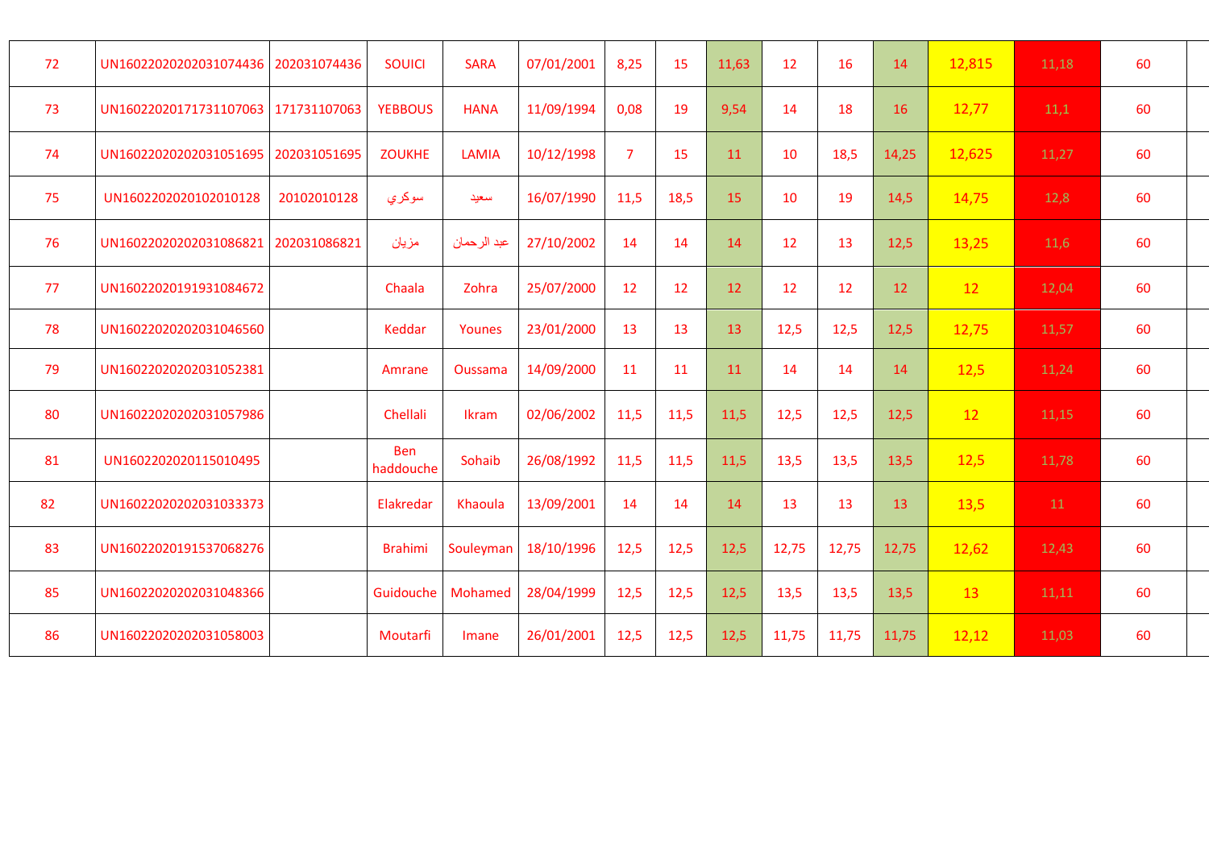| | | | | | | | | | | | | | | | |
|---|---|---|---|---|---|---|---|---|---|---|---|---|---|---|---|
| 72 | UN16022020202031074436 | 202031074436 | SOUICI | SARA | 07/01/2001 | 8,25 | 15 | 11,63 | 12 | 16 | 14 | 12,815 | 11,18 | 60 | |
| 73 | UN16022020171731107063 | 171731107063 | YEBBOUS | HANA | 11/09/1994 | 0,08 | 19 | 9,54 | 14 | 18 | 16 | 12,77 | 11,1 | 60 | |
| 74 | UN16022020202031051695 | 202031051695 | ZOUKHE | LAMIA | 10/12/1998 | 7 | 15 | 11 | 10 | 18,5 | 14,25 | 12,625 | 11,27 | 60 | |
| 75 | UN1602202020102010128 | 20102010128 | سوكري | سعيد | 16/07/1990 | 11,5 | 18,5 | 15 | 10 | 19 | 14,5 | 14,75 | 12,8 | 60 | |
| 76 | UN16022020202031086821 | 202031086821 | مزيان | عبد الرحمان | 27/10/2002 | 14 | 14 | 14 | 12 | 13 | 12,5 | 13,25 | 11,6 | 60 | |
| 77 | UN16022020191931084672 | | Chaala | Zohra | 25/07/2000 | 12 | 12 | 12 | 12 | 12 | 12 | 12 | 12,04 | 60 | |
| 78 | UN16022020202031046560 | | Keddar | Younes | 23/01/2000 | 13 | 13 | 13 | 12,5 | 12,5 | 12,5 | 12,75 | 11,57 | 60 | |
| 79 | UN16022020202031052381 | | Amrane | Oussama | 14/09/2000 | 11 | 11 | 11 | 14 | 14 | 14 | 12,5 | 11,24 | 60 | |
| 80 | UN16022020202031057986 | | Chellali | Ikram | 02/06/2002 | 11,5 | 11,5 | 11,5 | 12,5 | 12,5 | 12,5 | 12 | 11,15 | 60 | |
| 81 | UN1602202020115010495 | | Ben haddouche | Sohaib | 26/08/1992 | 11,5 | 11,5 | 11,5 | 13,5 | 13,5 | 13,5 | 12,5 | 11,78 | 60 | |
| 82 | UN16022020202031033373 | | Elakredar | Khaoula | 13/09/2001 | 14 | 14 | 14 | 13 | 13 | 13 | 13,5 | 11 | 60 | |
| 83 | UN16022020191537068276 | | Brahimi | Souleyman | 18/10/1996 | 12,5 | 12,5 | 12,5 | 12,75 | 12,75 | 12,75 | 12,62 | 12,43 | 60 | |
| 85 | UN16022020202031048366 | | Guidouche | Mohamed | 28/04/1999 | 12,5 | 12,5 | 12,5 | 13,5 | 13,5 | 13,5 | 13 | 11,11 | 60 | |
| 86 | UN16022020202031058003 | | Moutarfi | Imane | 26/01/2001 | 12,5 | 12,5 | 12,5 | 11,75 | 11,75 | 11,75 | 12,12 | 11,03 | 60 | |